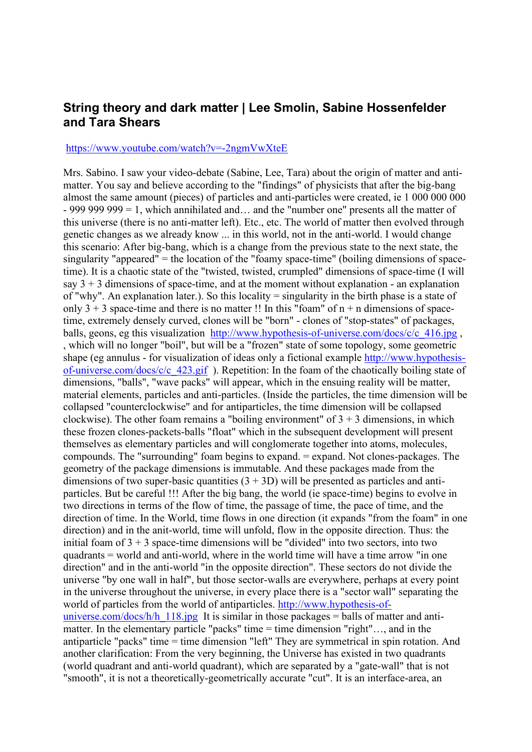## String theory and dark matter | Lee Smolin, Sabine Hossenfelder and Tara Shears

https://www.youtube.com/watch?v=-2ngmVwXteE

Mrs. Sabino. I saw your video-debate (Sabine, Lee, Tara) about the origin of matter and anti-matter. You say and believe according to the "findings" of physicists that after the big-bang almost the same amount (pieces) of particles and anti-particles were created, ie 1 000 000 000 - 999 999 999 = 1, which annihilated and… and the "number one" presents all the matter of this universe (there is no anti-matter left). Etc., etc. The world of matter then evolved through genetic changes as we already know ... in this world, not in the anti-world. I would change this scenario: After big-bang, which is a change from the previous state to the next state, the singularity "appeared" = the location of the "foamy space-time" (boiling dimensions of space-time). It is a chaotic state of the "twisted, twisted, crumpled" dimensions of space-time (I will say 3 + 3 dimensions of space-time, and at the moment without explanation - an explanation of "why". An explanation later.). So this locality = singularity in the birth phase is a state of only 3 + 3 space-time and there is no matter !! In this "foam" of n + n dimensions of space-time, extremely densely curved, clones will be "born" - clones of "stop-states" of packages, balls, geons, eg this visualization http://www.hypothesis-of-universe.com/docs/c/c_416.jpg , , which will no longer "boil", but will be a "frozen" state of some topology, some geometric shape (eg annulus - for visualization of ideas only a fictional example http://www.hypothesis-of-universe.com/docs/c/c_423.gif ). Repetition: In the foam of the chaotically boiling state of dimensions, "balls", "wave packs" will appear, which in the ensuing reality will be matter, material elements, particles and anti-particles. (Inside the particles, the time dimension will be collapsed "counterclockwise" and for antiparticles, the time dimension will be collapsed clockwise). The other foam remains a "boiling environment" of 3 + 3 dimensions, in which these frozen clones-packets-balls "float" which in the subsequent development will present themselves as elementary particles and will conglomerate together into atoms, molecules, compounds. The "surrounding" foam begins to expand. = expand. Not clones-packages. The geometry of the package dimensions is immutable. And these packages made from the dimensions of two super-basic quantities (3 + 3D) will be presented as particles and anti-particles. But be careful !!! After the big bang, the world (ie space-time) begins to evolve in two directions in terms of the flow of time, the passage of time, the pace of time, and the direction of time. In the World, time flows in one direction (it expands "from the foam" in one direction) and in the anit-world, time will unfold, flow in the opposite direction. Thus: the initial foam of 3 + 3 space-time dimensions will be "divided" into two sectors, into two quadrants = world and anti-world, where in the world time will have a time arrow "in one direction" and in the anti-world "in the opposite direction". These sectors do not divide the universe "by one wall in half", but those sector-walls are everywhere, perhaps at every point in the universe throughout the universe, in every place there is a "sector wall" separating the world of particles from the world of antiparticles. http://www.hypothesis-of-universe.com/docs/h/h_118.jpg It is similar in those packages = balls of matter and anti-matter. In the elementary particle "packs" time = time dimension "right"…, and in the antiparticle "packs" time = time dimension "left" They are symmetrical in spin rotation. And another clarification: From the very beginning, the Universe has existed in two quadrants (world quadrant and anti-world quadrant), which are separated by a "gate-wall" that is not "smooth", it is not a theoretically-geometrically accurate "cut". It is an interface-area, an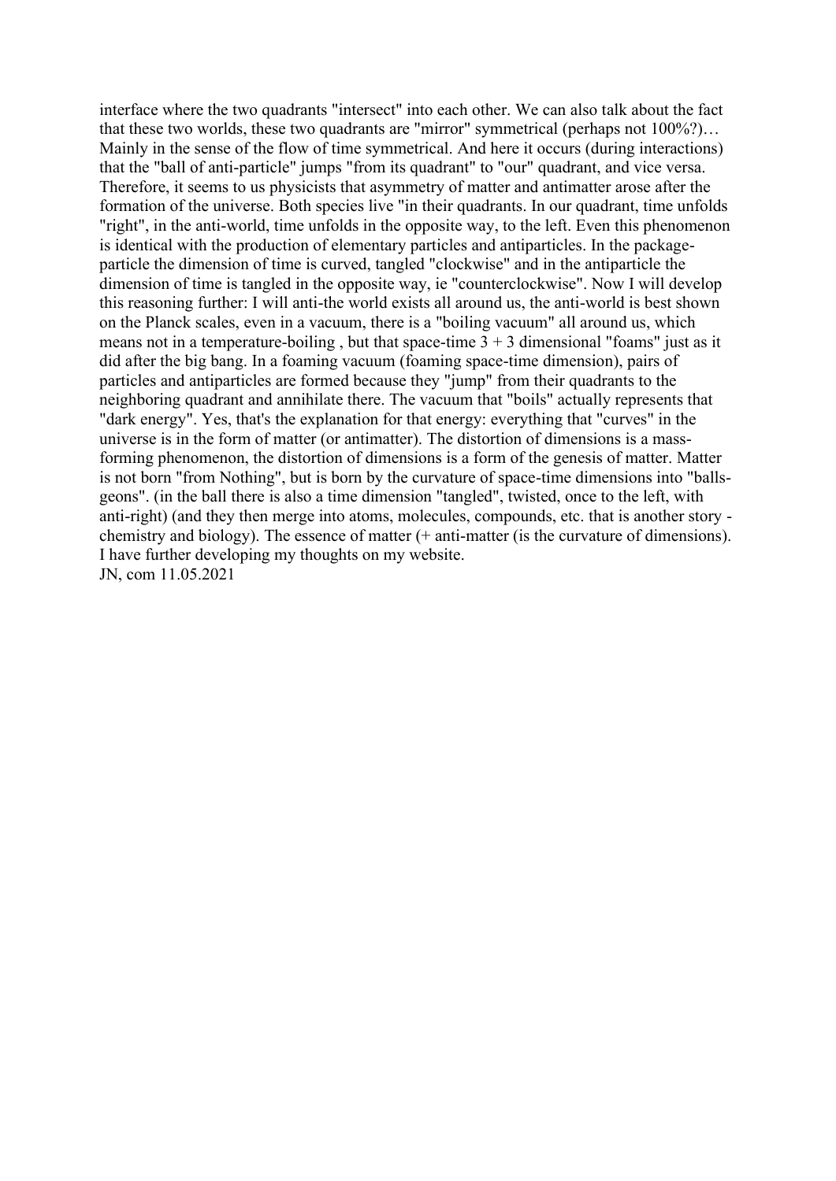interface where the two quadrants "intersect" into each other. We can also talk about the fact that these two worlds, these two quadrants are "mirror" symmetrical (perhaps not 100%?)… Mainly in the sense of the flow of time symmetrical. And here it occurs (during interactions) that the "ball of anti-particle" jumps "from its quadrant" to "our" quadrant, and vice versa. Therefore, it seems to us physicists that asymmetry of matter and antimatter arose after the formation of the universe. Both species live "in their quadrants. In our quadrant, time unfolds "right", in the anti-world, time unfolds in the opposite way, to the left. Even this phenomenon is identical with the production of elementary particles and antiparticles. In the package-particle the dimension of time is curved, tangled "clockwise" and in the antiparticle the dimension of time is tangled in the opposite way, ie "counterclockwise". Now I will develop this reasoning further: I will anti-the world exists all around us, the anti-world is best shown on the Planck scales, even in a vacuum, there is a "boiling vacuum" all around us, which means not in a temperature-boiling , but that space-time $3 + 3$ dimensional "foams" just as it did after the big bang. In a foaming vacuum (foaming space-time dimension), pairs of particles and antiparticles are formed because they "jump" from their quadrants to the neighboring quadrant and annihilate there. The vacuum that "boils" actually represents that "dark energy". Yes, that's the explanation for that energy: everything that "curves" in the universe is in the form of matter (or antimatter). The distortion of dimensions is a mass-forming phenomenon, the distortion of dimensions is a form of the genesis of matter. Matter is not born "from Nothing", but is born by the curvature of space-time dimensions into "balls-geons". (in the ball there is also a time dimension "tangled", twisted, once to the left, with anti-right) (and they then merge into atoms, molecules, compounds, etc. that is another story - chemistry and biology). The essence of matter (+ anti-matter (is the curvature of dimensions). I have further developing my thoughts on my website.

JN, com 11.05.2021